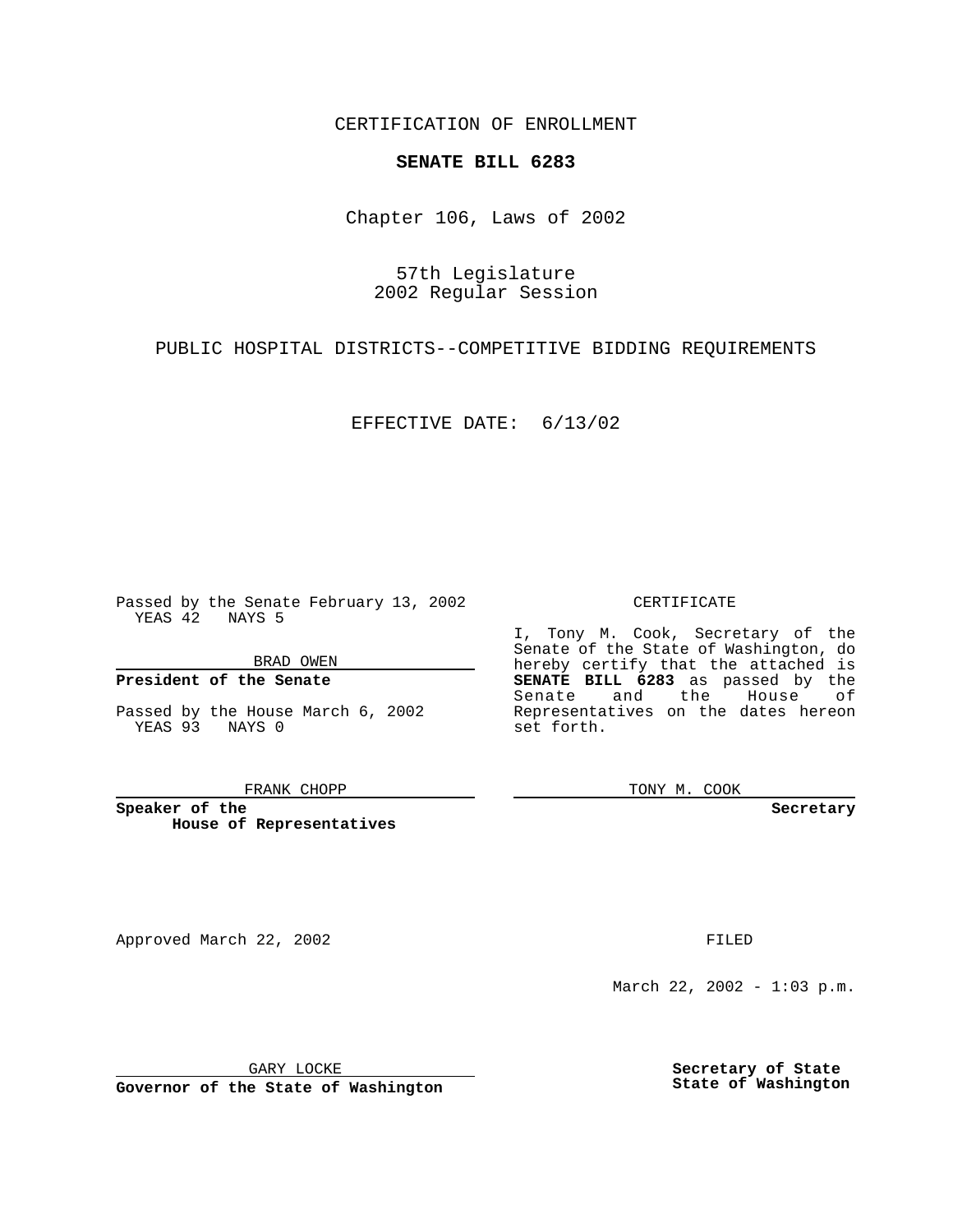CERTIFICATION OF ENROLLMENT

**SENATE BILL 6283**

Chapter 106, Laws of 2002

57th Legislature
2002 Regular Session

PUBLIC HOSPITAL DISTRICTS--COMPETITIVE BIDDING REQUIREMENTS

EFFECTIVE DATE: 6/13/02

Passed by the Senate February 13, 2002
YEAS 42 NAYS 5

BRAD OWEN

**President of the Senate**

Passed by the House March 6, 2002
YEAS 93 NAYS 0

FRANK CHOPP

**Speaker of the House of Representatives**

CERTIFICATE

I, Tony M. Cook, Secretary of the Senate of the State of Washington, do hereby certify that the attached is **SENATE BILL 6283** as passed by the Senate and the House of Representatives on the dates hereon set forth.

TONY M. COOK

**Secretary**

Approved March 22, 2002

FILED

March 22, 2002 - 1:03 p.m.

GARY LOCKE

**Governor of the State of Washington**

**Secretary of State**
**State of Washington**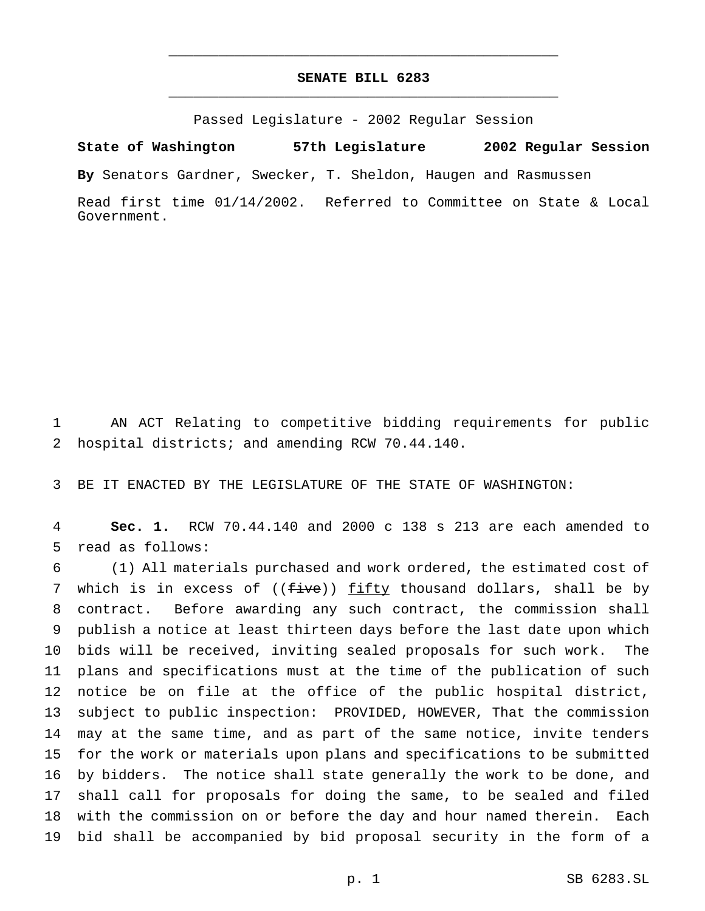# SENATE BILL 6283

Passed Legislature - 2002 Regular Session

**State of Washington 57th Legislature 2002 Regular Session**

**By** Senators Gardner, Swecker, T. Sheldon, Haugen and Rasmussen

Read first time 01/14/2002. Referred to Committee on State & Local Government.

AN ACT Relating to competitive bidding requirements for public hospital districts; and amending RCW 70.44.140.

BE IT ENACTED BY THE LEGISLATURE OF THE STATE OF WASHINGTON:

**Sec. 1.** RCW 70.44.140 and 2000 c 138 s 213 are each amended to read as follows:

(1) All materials purchased and work ordered, the estimated cost of which is in excess of ((~~five~~)) fifty thousand dollars, shall be by contract. Before awarding any such contract, the commission shall publish a notice at least thirteen days before the last date upon which bids will be received, inviting sealed proposals for such work. The plans and specifications must at the time of the publication of such notice be on file at the office of the public hospital district, subject to public inspection: PROVIDED, HOWEVER, That the commission may at the same time, and as part of the same notice, invite tenders for the work or materials upon plans and specifications to be submitted by bidders. The notice shall state generally the work to be done, and shall call for proposals for doing the same, to be sealed and filed with the commission on or before the day and hour named therein. Each bid shall be accompanied by bid proposal security in the form of a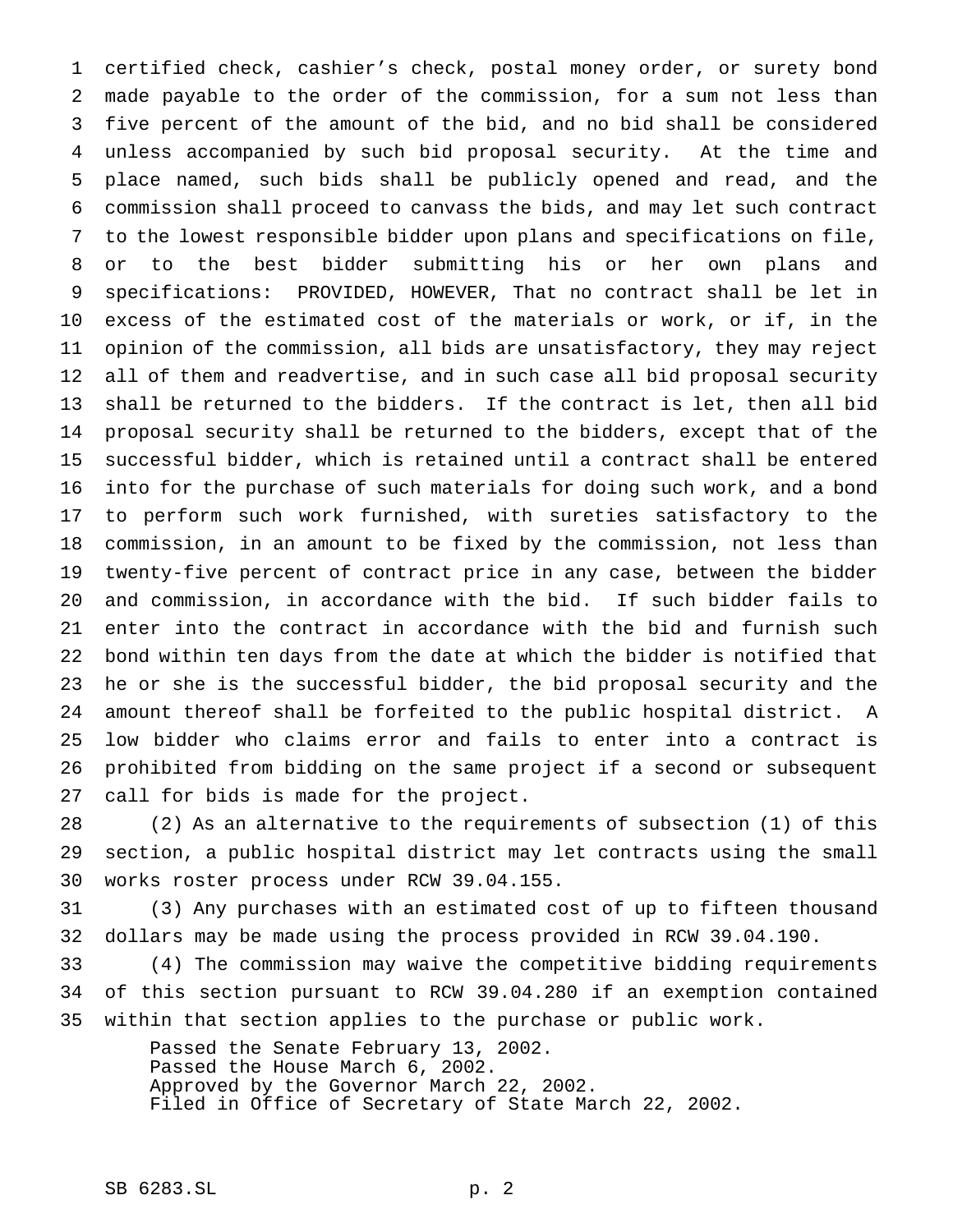certified check, cashier's check, postal money order, or surety bond made payable to the order of the commission, for a sum not less than five percent of the amount of the bid, and no bid shall be considered unless accompanied by such bid proposal security. At the time and place named, such bids shall be publicly opened and read, and the commission shall proceed to canvass the bids, and may let such contract to the lowest responsible bidder upon plans and specifications on file, or to the best bidder submitting his or her own plans and specifications: PROVIDED, HOWEVER, That no contract shall be let in excess of the estimated cost of the materials or work, or if, in the opinion of the commission, all bids are unsatisfactory, they may reject all of them and readvertise, and in such case all bid proposal security shall be returned to the bidders. If the contract is let, then all bid proposal security shall be returned to the bidders, except that of the successful bidder, which is retained until a contract shall be entered into for the purchase of such materials for doing such work, and a bond to perform such work furnished, with sureties satisfactory to the commission, in an amount to be fixed by the commission, not less than twenty-five percent of contract price in any case, between the bidder and commission, in accordance with the bid. If such bidder fails to enter into the contract in accordance with the bid and furnish such bond within ten days from the date at which the bidder is notified that he or she is the successful bidder, the bid proposal security and the amount thereof shall be forfeited to the public hospital district. A low bidder who claims error and fails to enter into a contract is prohibited from bidding on the same project if a second or subsequent call for bids is made for the project.

(2) As an alternative to the requirements of subsection (1) of this section, a public hospital district may let contracts using the small works roster process under RCW 39.04.155.

(3) Any purchases with an estimated cost of up to fifteen thousand dollars may be made using the process provided in RCW 39.04.190.

(4) The commission may waive the competitive bidding requirements of this section pursuant to RCW 39.04.280 if an exemption contained within that section applies to the purchase or public work.

Passed the Senate February 13, 2002.
Passed the House March 6, 2002.
Approved by the Governor March 22, 2002.
Filed in Office of Secretary of State March 22, 2002.